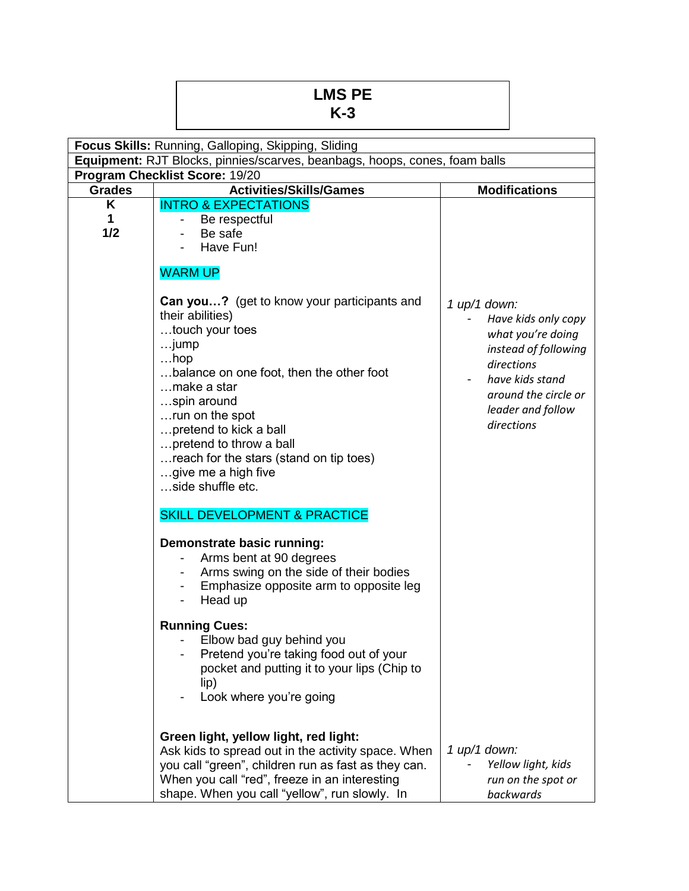# LMS PE
# K-3

| **Focus Skills:** Running, Galloping, Skipping, Sliding | | |
|---|---|---|
| **Equipment:** RJT Blocks, pinnies/scarves, beanbags, hoops, cones, foam balls | | |
| **Program Checklist Score:** 19/20 | | |
| **Grades** | **Activities/Skills/Games** | **Modifications** |
| **K**<br>**1**<br>**1/2** | INTRO & EXPECTATIONS<br>- Be respectful<br>- Be safe<br>- Have Fun!<br><br>WARM UP<br><br>**Can you…?** (get to know your participants and their abilities)<br>…touch your toes<br>…jump<br>…hop<br>…balance on one foot, then the other foot<br>…make a star<br>…spin around<br>…run on the spot<br>…pretend to kick a ball<br>…pretend to throw a ball<br>…reach for the stars (stand on tip toes)<br>…give me a high five<br>…side shuffle etc.<br><br>SKILL DEVELOPMENT & PRACTICE<br><br>**Demonstrate basic running:**<br>- Arms bent at 90 degrees<br>- Arms swing on the side of their bodies<br>- Emphasize opposite arm to opposite leg<br>- Head up<br><br>**Running Cues:**<br>- Elbow bad guy behind you<br>- Pretend you're taking food out of your pocket and putting it to your lips (Chip to lip)<br>- Look where you're going<br><br>**Green light, yellow light, red light:**<br>Ask kids to spread out in the activity space. When you call "green", children run as fast as they can. When you call "red", freeze in an interesting shape. When you call "yellow", run slowly. In | *1 up/1 down:*<br>- *Have kids only copy what you're doing instead of following directions*<br>- *have kids stand around the circle or leader and follow directions*<br><br>*1 up/1 down:*<br>- *Yellow light, kids run on the spot or backwards* |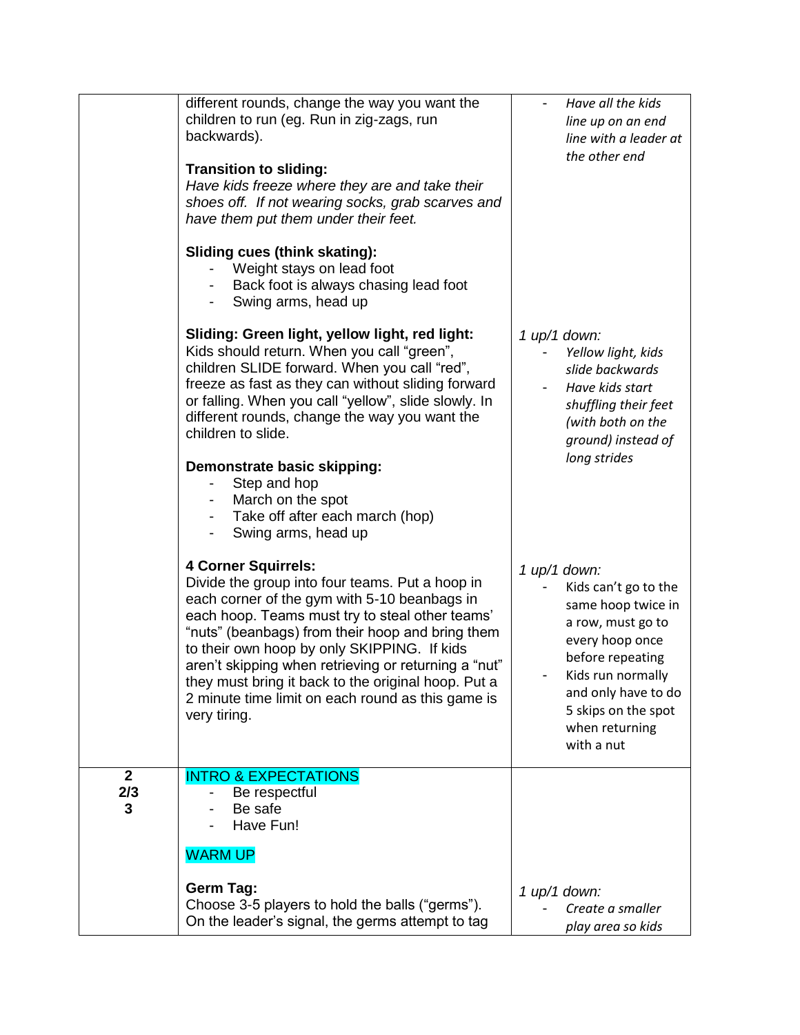| | | |
|---|---|---|
| | different rounds, change the way you want the children to run (eg. Run in zig-zags, run backwards).<br><br>**Transition to sliding:**<br>*Have kids freeze where they are and take their shoes off. If not wearing socks, grab scarves and have them put them under their feet.*<br><br>**Sliding cues (think skating):**<br>- Weight stays on lead foot<br>- Back foot is always chasing lead foot<br>- Swing arms, head up<br><br>**Sliding: Green light, yellow light, red light:**<br>Kids should return. When you call “green”, children SLIDE forward. When you call “red”, freeze as fast as they can without sliding forward or falling. When you call “yellow”, slide slowly. In different rounds, change the way you want the children to slide.<br><br>**Demonstrate basic skipping:**<br>- Step and hop<br>- March on the spot<br>- Take off after each march (hop)<br>- Swing arms, head up<br><br>**4 Corner Squirrels:**<br>Divide the group into four teams. Put a hoop in each corner of the gym with 5-10 beanbags in each hoop. Teams must try to steal other teams’ “nuts” (beanbags) from their hoop and bring them to their own hoop by only SKIPPING. If kids aren’t skipping when retrieving or returning a “nut” they must bring it back to the original hoop. Put a 2 minute time limit on each round as this game is very tiring. | - *Have all the kids line up on an end line with a leader at the other end*<br><br>*1 up/1 down:*<br>- *Yellow light, kids slide backwards*<br>- *Have kids start shuffling their feet (with both on the ground) instead of long strides*<br><br>*1 up/1 down:*<br>- Kids can’t go to the same hoop twice in a row, must go to every hoop once before repeating<br>- Kids run normally and only have to do 5 skips on the spot when returning with a nut |
| **2**<br>**2/3**<br>**3** | INTRO & EXPECTATIONS<br>- Be respectful<br>- Be safe<br>- Have Fun!<br><br>WARM UP<br><br>**Germ Tag:**<br>Choose 3-5 players to hold the balls (“germs”). On the leader’s signal, the germs attempt to tag | *1 up/1 down:*<br>- *Create a smaller play area so kids* |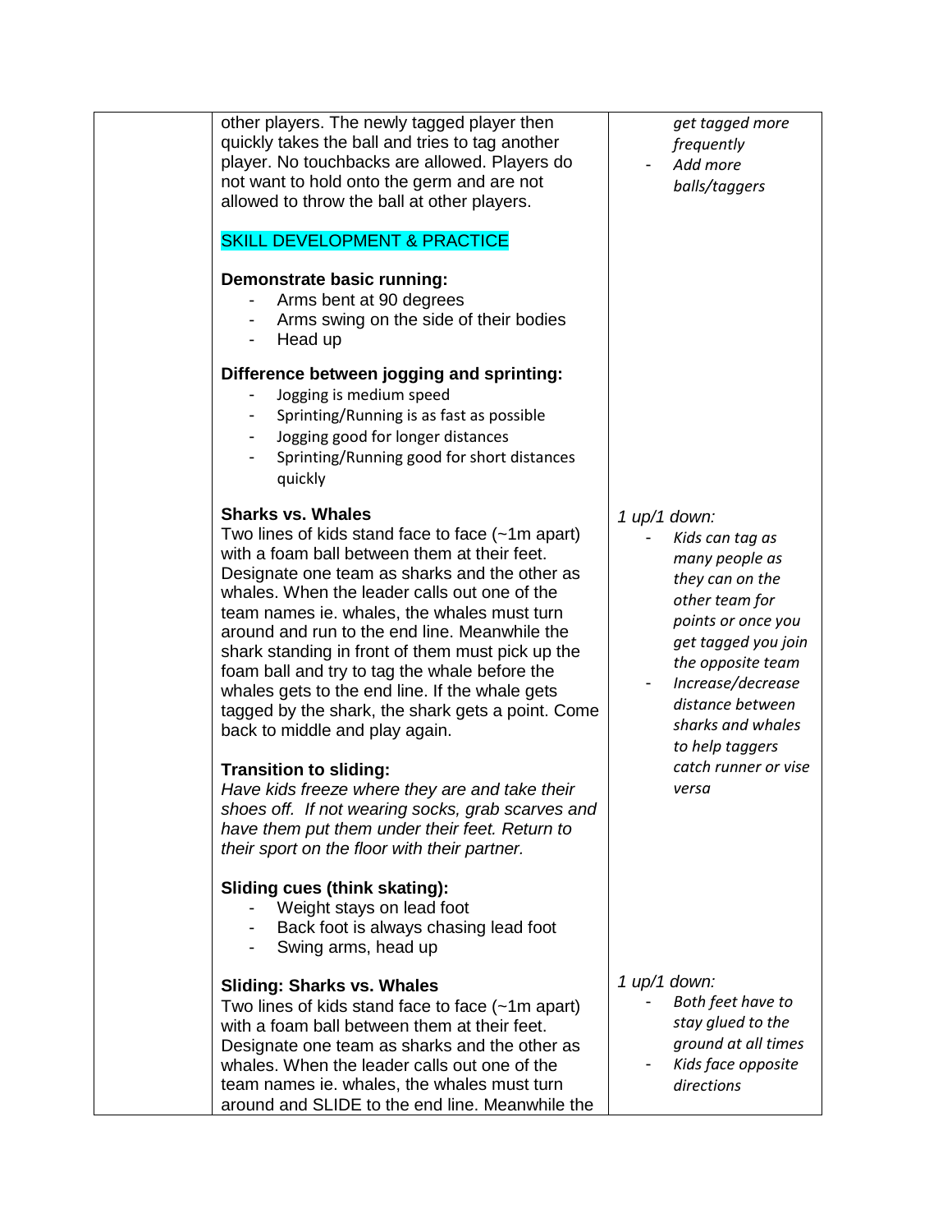| | | |
|---|---|---|
| | other players. The newly tagged player then quickly takes the ball and tries to tag another player. No touchbacks are allowed. Players do not want to hold onto the germ and are not allowed to throw the ball at other players.<br><br>SKILL DEVELOPMENT & PRACTICE<br><br>**Demonstrate basic running:**<br>- Arms bent at 90 degrees<br>- Arms swing on the side of their bodies<br>- Head up<br><br>**Difference between jogging and sprinting:**<br>- Jogging is medium speed<br>- Sprinting/Running is as fast as possible<br>- Jogging good for longer distances<br>- Sprinting/Running good for short distances quickly | *get tagged more frequently*<br>- *Add more balls/taggers* |
| | **Sharks vs. Whales**<br>Two lines of kids stand face to face (~1m apart) with a foam ball between them at their feet. Designate one team as sharks and the other as whales. When the leader calls out one of the team names ie. whales, the whales must turn around and run to the end line. Meanwhile the shark standing in front of them must pick up the foam ball and try to tag the whale before the whales gets to the end line. If the whale gets tagged by the shark, the shark gets a point. Come back to middle and play again.<br><br>**Transition to sliding:**<br>*Have kids freeze where they are and take their shoes off. If not wearing socks, grab scarves and have them put them under their feet. Return to their sport on the floor with their partner.*<br><br>**Sliding cues (think skating):**<br>- Weight stays on lead foot<br>- Back foot is always chasing lead foot<br>- Swing arms, head up | *1 up/1 down:*<br>- *Kids can tag as many people as they can on the other team for points or once you get tagged you join the opposite team*<br>- *Increase/decrease distance between sharks and whales to help taggers catch runner or vise versa* |
| | **Sliding: Sharks vs. Whales**<br>Two lines of kids stand face to face (~1m apart) with a foam ball between them at their feet. Designate one team as sharks and the other as whales. When the leader calls out one of the team names ie. whales, the whales must turn around and SLIDE to the end line. Meanwhile the | *1 up/1 down:*<br>- *Both feet have to stay glued to the ground at all times*<br>- *Kids face opposite directions* |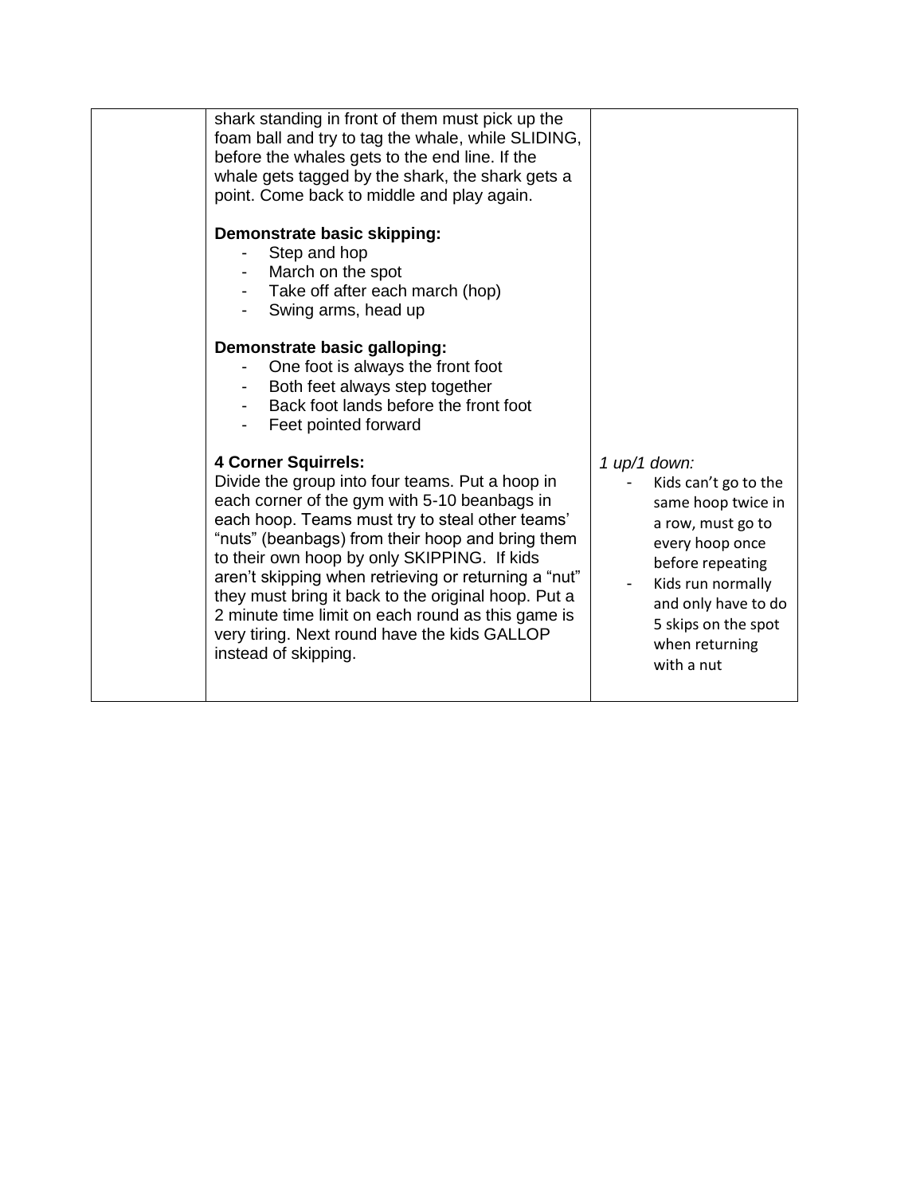| | | |
|---|---|---|
| | shark standing in front of them must pick up the foam ball and try to tag the whale, while SLIDING, before the whales gets to the end line. If the whale gets tagged by the shark, the shark gets a point. Come back to middle and play again.<br><br>**Demonstrate basic skipping:**<br>- Step and hop<br>- March on the spot<br>- Take off after each march (hop)<br>- Swing arms, head up<br><br>**Demonstrate basic galloping:**<br>- One foot is always the front foot<br>- Both feet always step together<br>- Back foot lands before the front foot<br>- Feet pointed forward<br><br>**4 Corner Squirrels:**<br>Divide the group into four teams. Put a hoop in each corner of the gym with 5-10 beanbags in each hoop. Teams must try to steal other teams' "nuts" (beanbags) from their hoop and bring them to their own hoop by only SKIPPING. If kids aren't skipping when retrieving or returning a "nut" they must bring it back to the original hoop. Put a 2 minute time limit on each round as this game is very tiring. Next round have the kids GALLOP instead of skipping. | *1 up/1 down:*<br>- Kids can't go to the same hoop twice in a row, must go to every hoop once before repeating<br>- Kids run normally and only have to do 5 skips on the spot when returning with a nut |